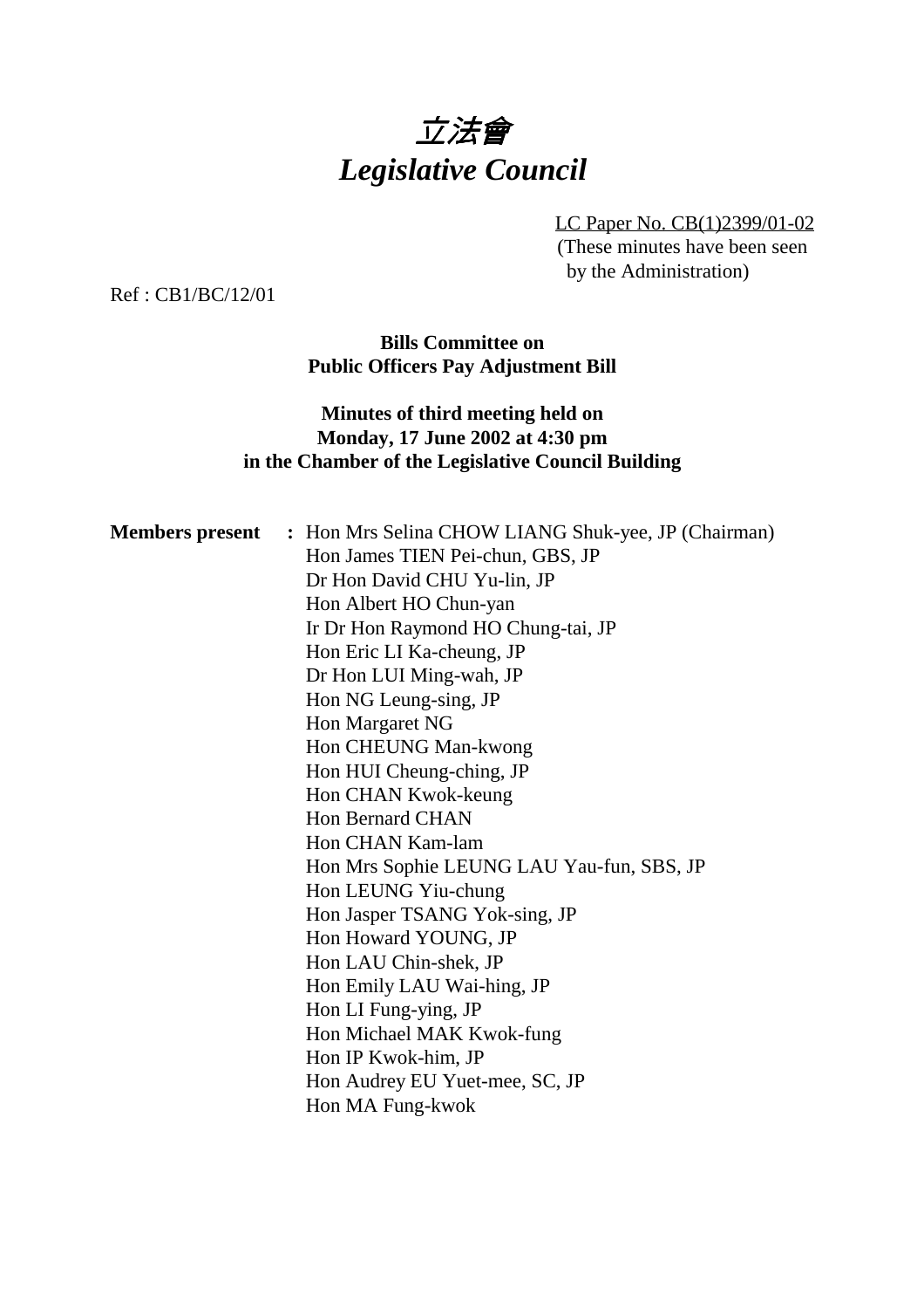# *立法會*
# *Legislative Council*

LC Paper No. CB(1)2399/01-02
(These minutes have been seen by the Administration)

Ref : CB1/BC/12/01

**Bills Committee on**
**Public Officers Pay Adjustment Bill**

**Minutes of third meeting held on**
**Monday, 17 June 2002 at 4:30 pm**
**in the Chamber of the Legislative Council Building**

**Members present :** Hon Mrs Selina CHOW LIANG Shuk-yee, JP (Chairman)
Hon James TIEN Pei-chun, GBS, JP
Dr Hon David CHU Yu-lin, JP
Hon Albert HO Chun-yan
Ir Dr Hon Raymond HO Chung-tai, JP
Hon Eric LI Ka-cheung, JP
Dr Hon LUI Ming-wah, JP
Hon NG Leung-sing, JP
Hon Margaret NG
Hon CHEUNG Man-kwong
Hon HUI Cheung-ching, JP
Hon CHAN Kwok-keung
Hon Bernard CHAN
Hon CHAN Kam-lam
Hon Mrs Sophie LEUNG LAU Yau-fun, SBS, JP
Hon LEUNG Yiu-chung
Hon Jasper TSANG Yok-sing, JP
Hon Howard YOUNG, JP
Hon LAU Chin-shek, JP
Hon Emily LAU Wai-hing, JP
Hon LI Fung-ying, JP
Hon Michael MAK Kwok-fung
Hon IP Kwok-him, JP
Hon Audrey EU Yuet-mee, SC, JP
Hon MA Fung-kwok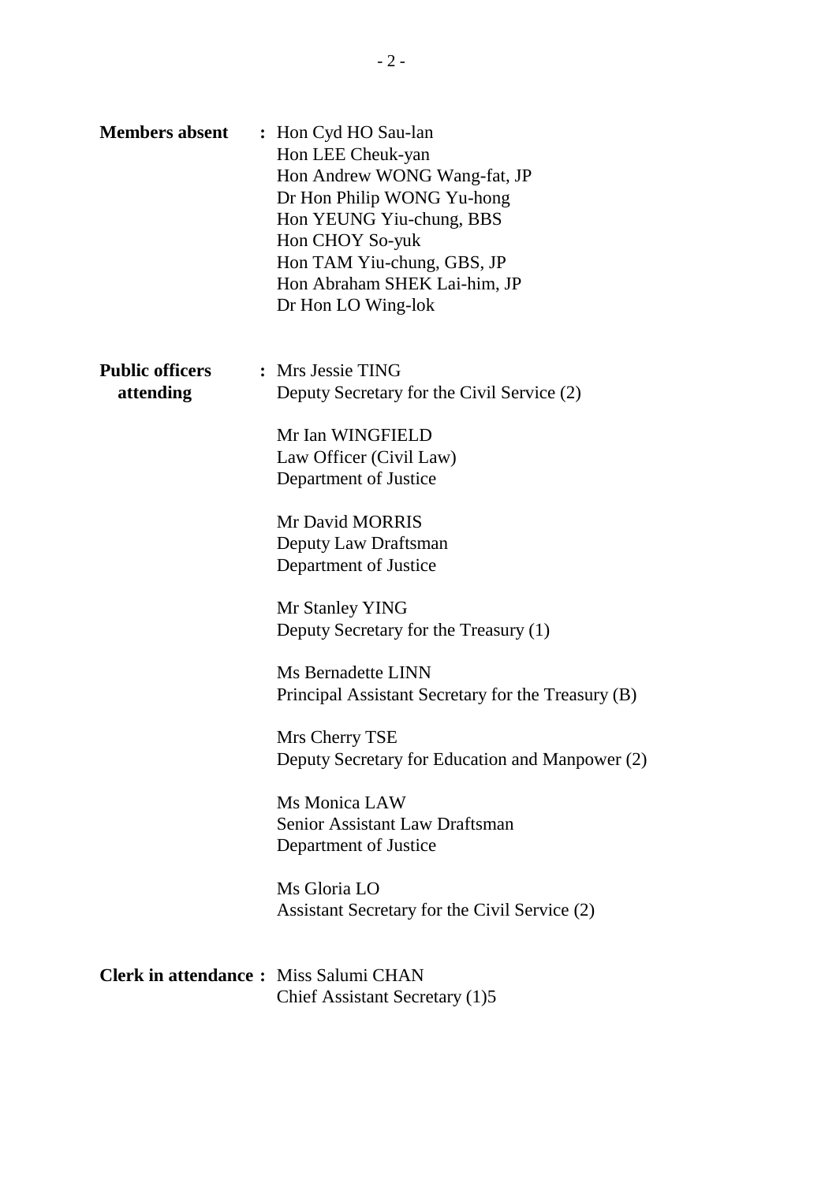**Members absent** : Hon Cyd HO Sau-lan
Hon LEE Cheuk-yan
Hon Andrew WONG Wang-fat, JP
Dr Hon Philip WONG Yu-hong
Hon YEUNG Yiu-chung, BBS
Hon CHOY So-yuk
Hon TAM Yiu-chung, GBS, JP
Hon Abraham SHEK Lai-him, JP
Dr Hon LO Wing-lok

**Public officers attending** : Mrs Jessie TING
Deputy Secretary for the Civil Service (2)

Mr Ian WINGFIELD
Law Officer (Civil Law)
Department of Justice

Mr David MORRIS
Deputy Law Draftsman
Department of Justice

Mr Stanley YING
Deputy Secretary for the Treasury (1)

Ms Bernadette LINN
Principal Assistant Secretary for the Treasury (B)

Mrs Cherry TSE
Deputy Secretary for Education and Manpower (2)

Ms Monica LAW
Senior Assistant Law Draftsman
Department of Justice

Ms Gloria LO
Assistant Secretary for the Civil Service (2)

**Clerk in attendance** : Miss Salumi CHAN
Chief Assistant Secretary (1)5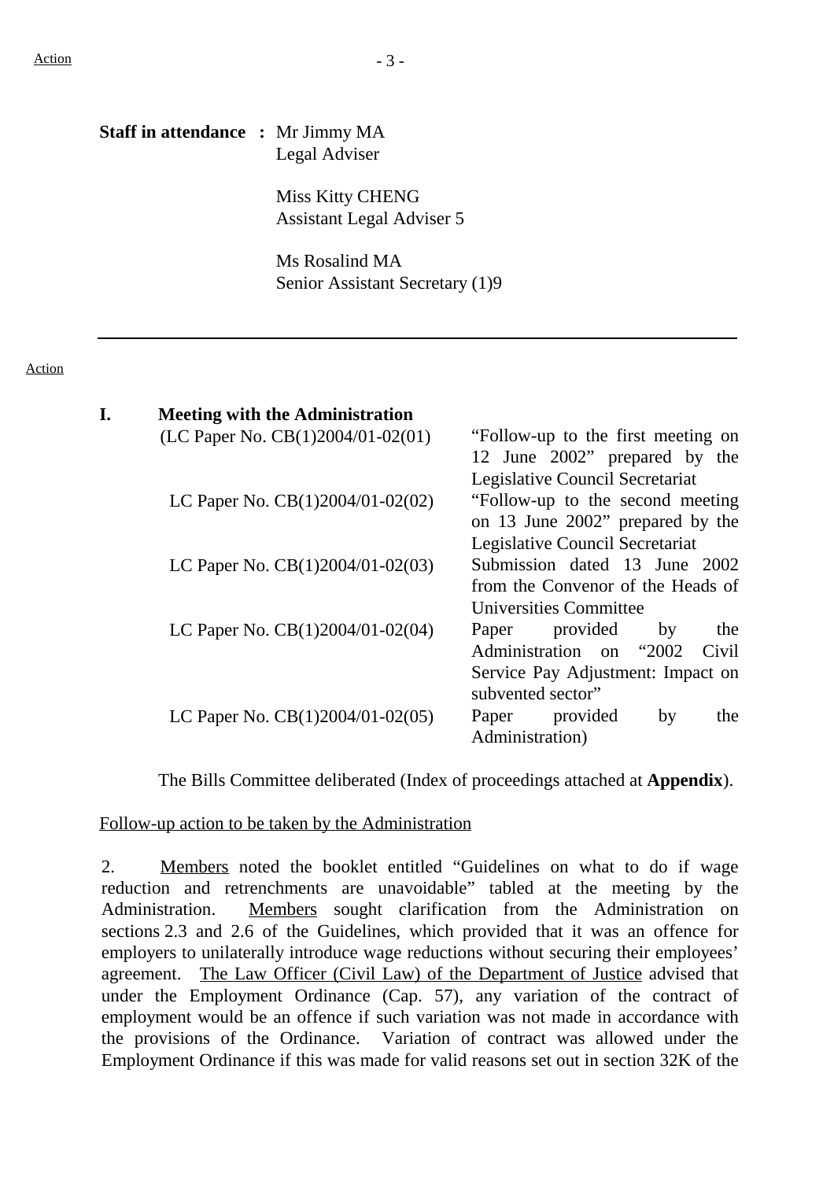Action

**Staff in attendance :** Mr Jimmy MA
Legal Adviser

Miss Kitty CHENG
Assistant Legal Adviser 5

Ms Rosalind MA
Senior Assistant Secretary (1)9

---

Action

**I. Meeting with the Administration**

| | |
|---|---|
| (LC Paper No. CB(1)2004/01-02(01) | "Follow-up to the first meeting on 12 June 2002" prepared by the Legislative Council Secretariat |
| LC Paper No. CB(1)2004/01-02(02) | "Follow-up to the second meeting on 13 June 2002" prepared by the Legislative Council Secretariat |
| LC Paper No. CB(1)2004/01-02(03) | Submission dated 13 June 2002 from the Convenor of the Heads of Universities Committee |
| LC Paper No. CB(1)2004/01-02(04) | Paper provided by the Administration on "2002 Civil Service Pay Adjustment: Impact on subvented sector" |
| LC Paper No. CB(1)2004/01-02(05) | Paper provided by the Administration) |

The Bills Committee deliberated (Index of proceedings attached at **Appendix**).

Follow-up action to be taken by the Administration

2. Members noted the booklet entitled "Guidelines on what to do if wage reduction and retrenchments are unavoidable" tabled at the meeting by the Administration. Members sought clarification from the Administration on sections 2.3 and 2.6 of the Guidelines, which provided that it was an offence for employers to unilaterally introduce wage reductions without securing their employees' agreement. The Law Officer (Civil Law) of the Department of Justice advised that under the Employment Ordinance (Cap. 57), any variation of the contract of employment would be an offence if such variation was not made in accordance with the provisions of the Ordinance. Variation of contract was allowed under the Employment Ordinance if this was made for valid reasons set out in section 32K of the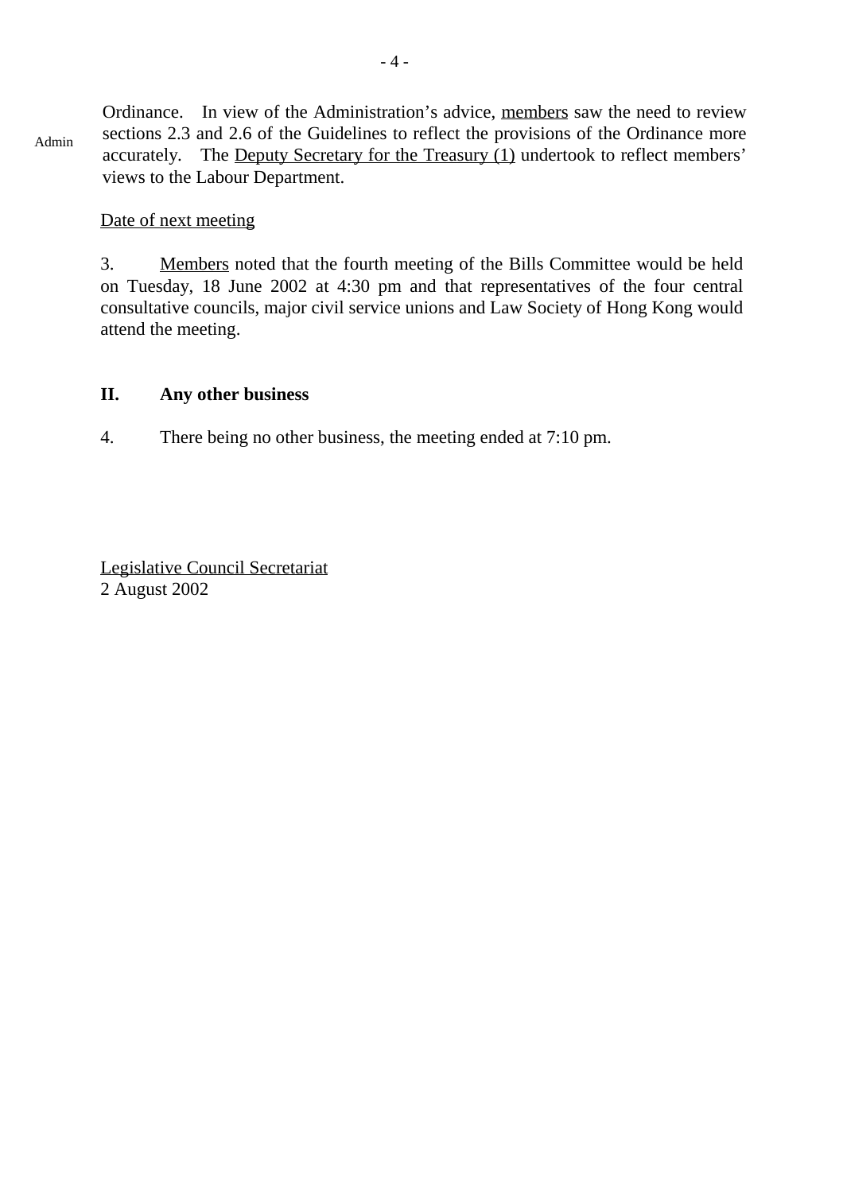Ordinance. In view of the Administration's advice, members saw the need to review sections 2.3 and 2.6 of the Guidelines to reflect the provisions of the Ordinance more accurately. The Deputy Secretary for the Treasury (1) undertook to reflect members' views to the Labour Department.

Admin

Date of next meeting

3. Members noted that the fourth meeting of the Bills Committee would be held on Tuesday, 18 June 2002 at 4:30 pm and that representatives of the four central consultative councils, major civil service unions and Law Society of Hong Kong would attend the meeting.

## II. Any other business

4. There being no other business, the meeting ended at 7:10 pm.

Legislative Council Secretariat
2 August 2002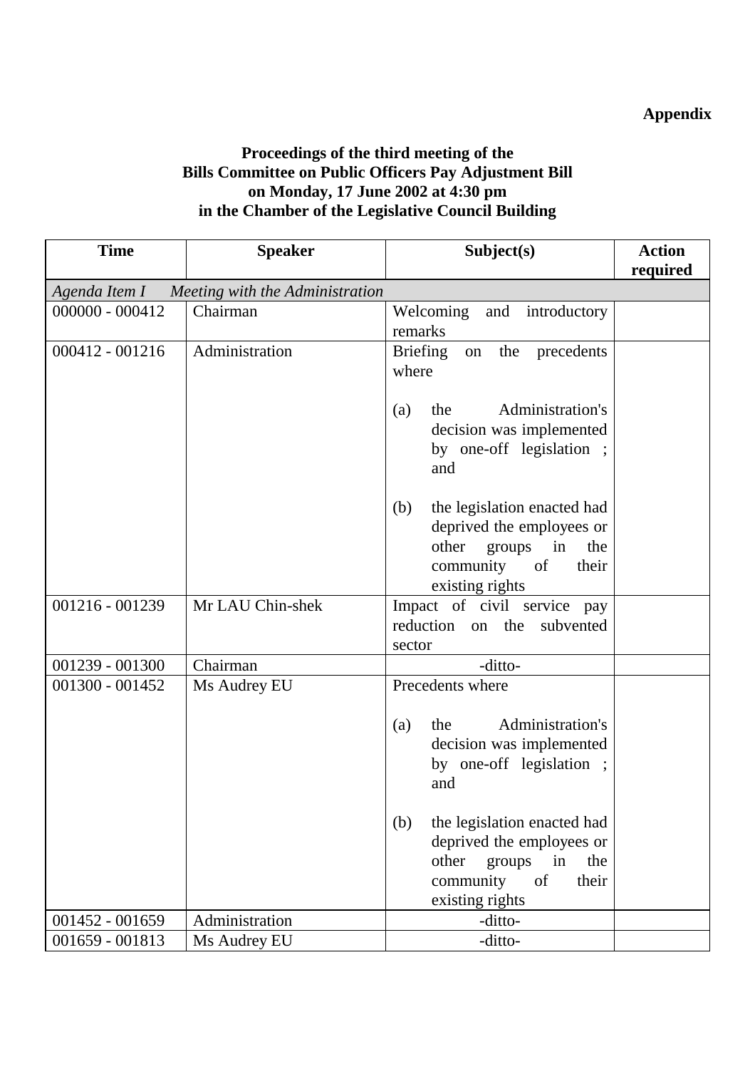**Appendix**

**Proceedings of the third meeting of the Bills Committee on Public Officers Pay Adjustment Bill on Monday, 17 June 2002 at 4:30 pm in the Chamber of the Legislative Council Building**

| Time | Speaker | Subject(s) | Action required |
|---|---|---|---|
| *Agenda Item I Meeting with the Administration* | | | |
| 000000 - 000412 | Chairman | Welcoming and introductory remarks | |
| 000412 - 001216 | Administration | Briefing on the precedents where<br><br>(a) the Administration's decision was implemented by one-off legislation ; and<br><br>(b) the legislation enacted had deprived the employees or other groups in the community of their existing rights | |
| 001216 - 001239 | Mr LAU Chin-shek | Impact of civil service pay reduction on the subvented sector | |
| 001239 - 001300 | Chairman | -ditto- | |
| 001300 - 001452 | Ms Audrey EU | Precedents where<br><br>(a) the Administration's decision was implemented by one-off legislation ; and<br><br>(b) the legislation enacted had deprived the employees or other groups in the community of their existing rights | |
| 001452 - 001659 | Administration | -ditto- | |
| 001659 - 001813 | Ms Audrey EU | -ditto- | |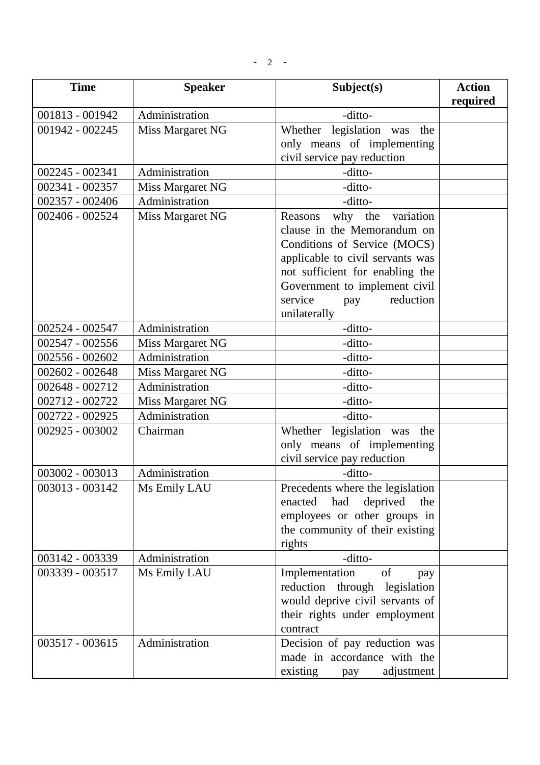| Time | Speaker | Subject(s) | Action required |
|---|---|---|---|
| 001813 - 001942 | Administration | -ditto- | |
| 001942 - 002245 | Miss Margaret NG | Whether legislation was the only means of implementing civil service pay reduction | |
| 002245 - 002341 | Administration | -ditto- | |
| 002341 - 002357 | Miss Margaret NG | -ditto- | |
| 002357 - 002406 | Administration | -ditto- | |
| 002406 - 002524 | Miss Margaret NG | Reasons why the variation clause in the Memorandum on Conditions of Service (MOCS) applicable to civil servants was not sufficient for enabling the Government to implement civil service pay reduction unilaterally | |
| 002524 - 002547 | Administration | -ditto- | |
| 002547 - 002556 | Miss Margaret NG | -ditto- | |
| 002556 - 002602 | Administration | -ditto- | |
| 002602 - 002648 | Miss Margaret NG | -ditto- | |
| 002648 - 002712 | Administration | -ditto- | |
| 002712 - 002722 | Miss Margaret NG | -ditto- | |
| 002722 - 002925 | Administration | -ditto- | |
| 002925 - 003002 | Chairman | Whether legislation was the only means of implementing civil service pay reduction | |
| 003002 - 003013 | Administration | -ditto- | |
| 003013 - 003142 | Ms Emily LAU | Precedents where the legislation enacted had deprived the employees or other groups in the community of their existing rights | |
| 003142 - 003339 | Administration | -ditto- | |
| 003339 - 003517 | Ms Emily LAU | Implementation of pay reduction through legislation would deprive civil servants of their rights under employment contract | |
| 003517 - 003615 | Administration | Decision of pay reduction was made in accordance with the existing pay adjustment | |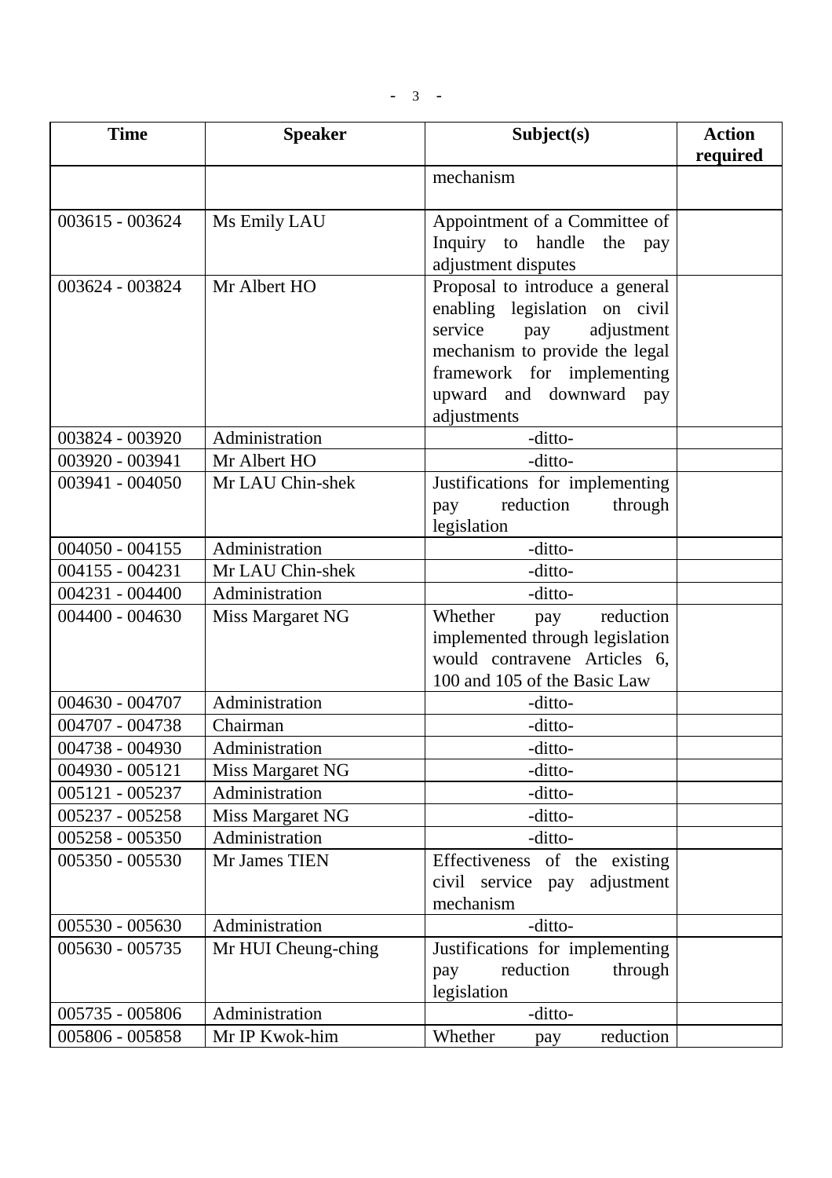| Time | Speaker | Subject(s) | Action required |
|---|---|---|---|
| | | mechanism | |
| 003615 - 003624 | Ms Emily LAU | Appointment of a Committee of Inquiry to handle the pay adjustment disputes | |
| 003624 - 003824 | Mr Albert HO | Proposal to introduce a general enabling legislation on civil service pay adjustment mechanism to provide the legal framework for implementing upward and downward pay adjustments | |
| 003824 - 003920 | Administration | -ditto- | |
| 003920 - 003941 | Mr Albert HO | -ditto- | |
| 003941 - 004050 | Mr LAU Chin-shek | Justifications for implementing pay reduction through legislation | |
| 004050 - 004155 | Administration | -ditto- | |
| 004155 - 004231 | Mr LAU Chin-shek | -ditto- | |
| 004231 - 004400 | Administration | -ditto- | |
| 004400 - 004630 | Miss Margaret NG | Whether pay reduction implemented through legislation would contravene Articles 6, 100 and 105 of the Basic Law | |
| 004630 - 004707 | Administration | -ditto- | |
| 004707 - 004738 | Chairman | -ditto- | |
| 004738 - 004930 | Administration | -ditto- | |
| 004930 - 005121 | Miss Margaret NG | -ditto- | |
| 005121 - 005237 | Administration | -ditto- | |
| 005237 - 005258 | Miss Margaret NG | -ditto- | |
| 005258 - 005350 | Administration | -ditto- | |
| 005350 - 005530 | Mr James TIEN | Effectiveness of the existing civil service pay adjustment mechanism | |
| 005530 - 005630 | Administration | -ditto- | |
| 005630 - 005735 | Mr HUI Cheung-ching | Justifications for implementing pay reduction through legislation | |
| 005735 - 005806 | Administration | -ditto- | |
| 005806 - 005858 | Mr IP Kwok-him | Whether pay reduction | |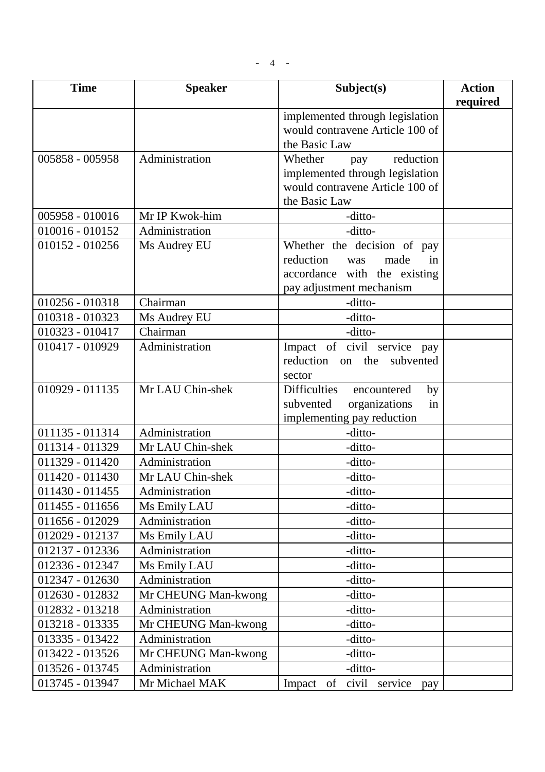| Time | Speaker | Subject(s) | Action required |
|---|---|---|---|
| | | implemented through legislation would contravene Article 100 of the Basic Law | |
| 005858 - 005958 | Administration | Whether pay reduction implemented through legislation would contravene Article 100 of the Basic Law | |
| 005958 - 010016 | Mr IP Kwok-him | -ditto- | |
| 010016 - 010152 | Administration | -ditto- | |
| 010152 - 010256 | Ms Audrey EU | Whether the decision of pay reduction was made in accordance with the existing pay adjustment mechanism | |
| 010256 - 010318 | Chairman | -ditto- | |
| 010318 - 010323 | Ms Audrey EU | -ditto- | |
| 010323 - 010417 | Chairman | -ditto- | |
| 010417 - 010929 | Administration | Impact of civil service pay reduction on the subvented sector | |
| 010929 - 011135 | Mr LAU Chin-shek | Difficulties encountered by subvented organizations in implementing pay reduction | |
| 011135 - 011314 | Administration | -ditto- | |
| 011314 - 011329 | Mr LAU Chin-shek | -ditto- | |
| 011329 - 011420 | Administration | -ditto- | |
| 011420 - 011430 | Mr LAU Chin-shek | -ditto- | |
| 011430 - 011455 | Administration | -ditto- | |
| 011455 - 011656 | Ms Emily LAU | -ditto- | |
| 011656 - 012029 | Administration | -ditto- | |
| 012029 - 012137 | Ms Emily LAU | -ditto- | |
| 012137 - 012336 | Administration | -ditto- | |
| 012336 - 012347 | Ms Emily LAU | -ditto- | |
| 012347 - 012630 | Administration | -ditto- | |
| 012630 - 012832 | Mr CHEUNG Man-kwong | -ditto- | |
| 012832 - 013218 | Administration | -ditto- | |
| 013218 - 013335 | Mr CHEUNG Man-kwong | -ditto- | |
| 013335 - 013422 | Administration | -ditto- | |
| 013422 - 013526 | Mr CHEUNG Man-kwong | -ditto- | |
| 013526 - 013745 | Administration | -ditto- | |
| 013745 - 013947 | Mr Michael MAK | Impact of civil service pay | |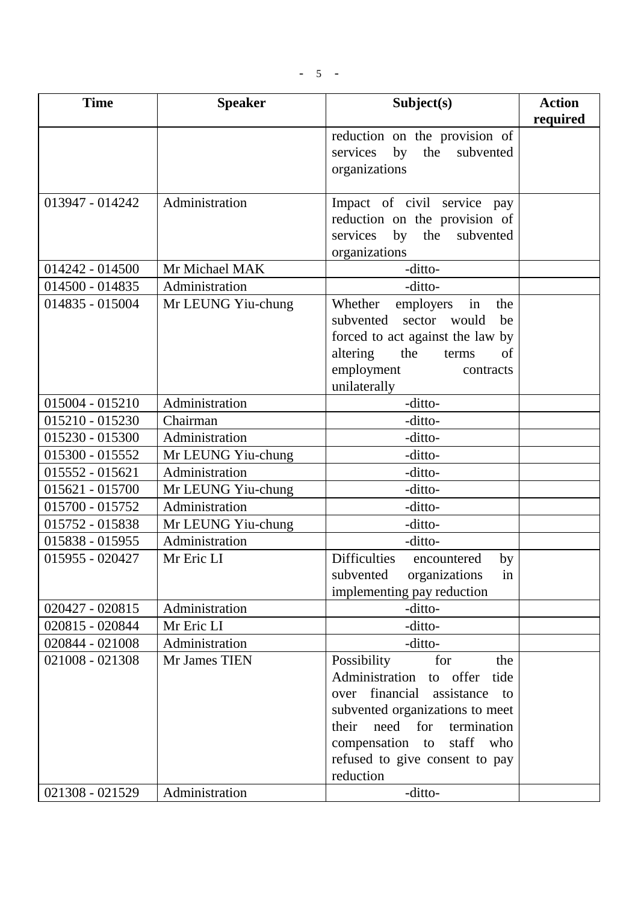| Time | Speaker | Subject(s) | Action required |
|---|---|---|---|
| | | reduction on the provision of services by the subvented organizations | |
| 013947 - 014242 | Administration | Impact of civil service pay reduction on the provision of services by the subvented organizations | |
| 014242 - 014500 | Mr Michael MAK | -ditto- | |
| 014500 - 014835 | Administration | -ditto- | |
| 014835 - 015004 | Mr LEUNG Yiu-chung | Whether employers in the subvented sector would be forced to act against the law by altering the terms of employment contracts unilaterally | |
| 015004 - 015210 | Administration | -ditto- | |
| 015210 - 015230 | Chairman | -ditto- | |
| 015230 - 015300 | Administration | -ditto- | |
| 015300 - 015552 | Mr LEUNG Yiu-chung | -ditto- | |
| 015552 - 015621 | Administration | -ditto- | |
| 015621 - 015700 | Mr LEUNG Yiu-chung | -ditto- | |
| 015700 - 015752 | Administration | -ditto- | |
| 015752 - 015838 | Mr LEUNG Yiu-chung | -ditto- | |
| 015838 - 015955 | Administration | -ditto- | |
| 015955 - 020427 | Mr Eric LI | Difficulties encountered by subvented organizations in implementing pay reduction | |
| 020427 - 020815 | Administration | -ditto- | |
| 020815 - 020844 | Mr Eric LI | -ditto- | |
| 020844 - 021008 | Administration | -ditto- | |
| 021008 - 021308 | Mr James TIEN | Possibility for the Administration to offer tide over financial assistance to subvented organizations to meet their need for termination compensation to staff who refused to give consent to pay reduction | |
| 021308 - 021529 | Administration | -ditto- | |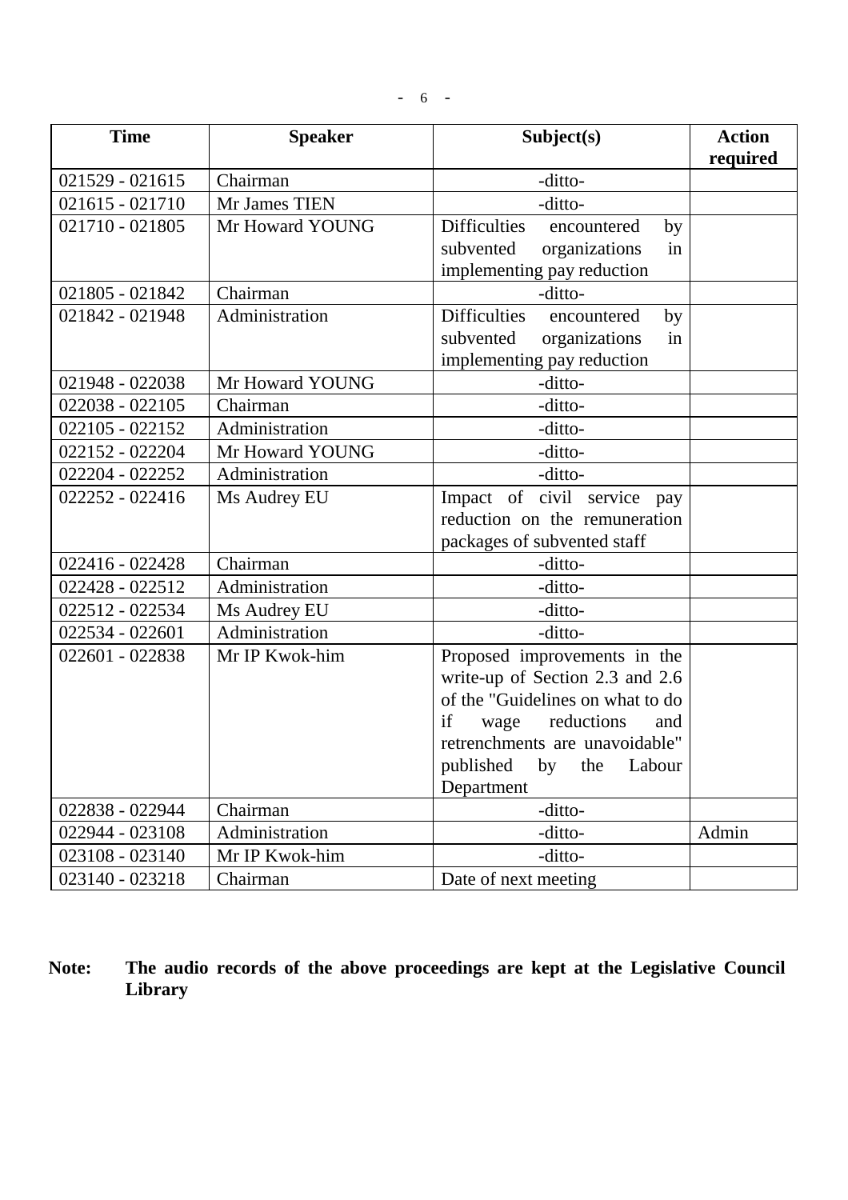| Time | Speaker | Subject(s) | Action required |
|---|---|---|---|
| 021529 - 021615 | Chairman | -ditto- | |
| 021615 - 021710 | Mr James TIEN | -ditto- | |
| 021710 - 021805 | Mr Howard YOUNG | Difficulties encountered by subvented organizations in implementing pay reduction | |
| 021805 - 021842 | Chairman | -ditto- | |
| 021842 - 021948 | Administration | Difficulties encountered by subvented organizations in implementing pay reduction | |
| 021948 - 022038 | Mr Howard YOUNG | -ditto- | |
| 022038 - 022105 | Chairman | -ditto- | |
| 022105 - 022152 | Administration | -ditto- | |
| 022152 - 022204 | Mr Howard YOUNG | -ditto- | |
| 022204 - 022252 | Administration | -ditto- | |
| 022252 - 022416 | Ms Audrey EU | Impact of civil service pay reduction on the remuneration packages of subvented staff | |
| 022416 - 022428 | Chairman | -ditto- | |
| 022428 - 022512 | Administration | -ditto- | |
| 022512 - 022534 | Ms Audrey EU | -ditto- | |
| 022534 - 022601 | Administration | -ditto- | |
| 022601 - 022838 | Mr IP Kwok-him | Proposed improvements in the write-up of Section 2.3 and 2.6 of the "Guidelines on what to do if wage reductions and retrenchments are unavoidable" published by the Labour Department | |
| 022838 - 022944 | Chairman | -ditto- | |
| 022944 - 023108 | Administration | -ditto- | Admin |
| 023108 - 023140 | Mr IP Kwok-him | -ditto- | |
| 023140 - 023218 | Chairman | Date of next meeting | |

**Note: The audio records of the above proceedings are kept at the Legislative Council Library**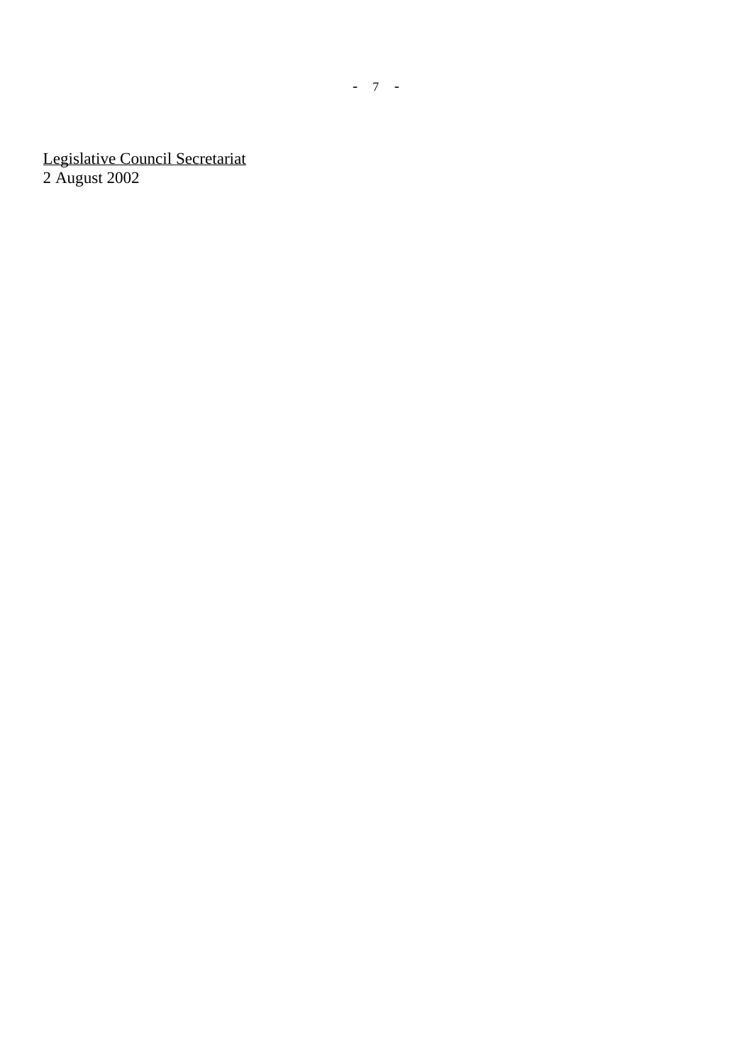<u>Legislative Council Secretariat</u>
2 August 2002